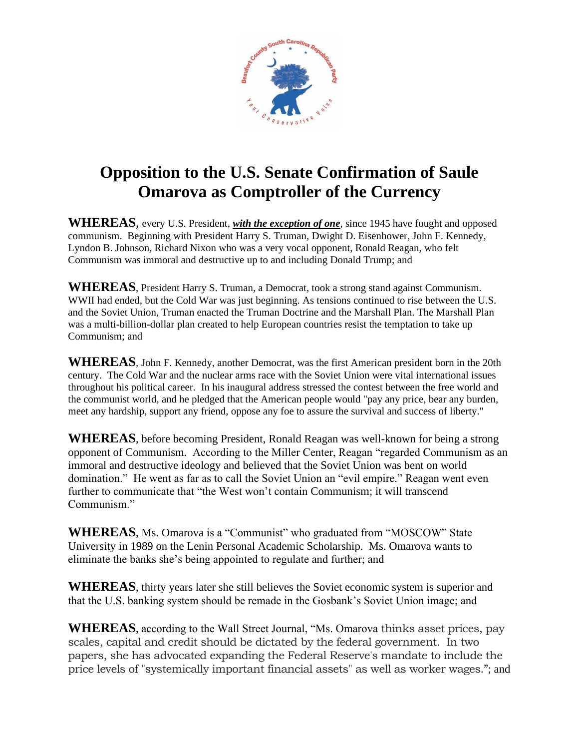# Opposition to the U.S. Senate Confirmation of Saule Omarova as Comptroller of the Currency

**WHEREAS**, every U.S. President, ***with the exception of one***, since 1945 have fought and opposed communism. Beginning with President Harry S. Truman, Dwight D. Eisenhower, John F. Kennedy, Lyndon B. Johnson, Richard Nixon who was a very vocal opponent, Ronald Reagan, who felt Communism was immoral and destructive up to and including Donald Trump; and

**WHEREAS**, President Harry S. Truman, a Democrat, took a strong stand against Communism. WWII had ended, but the Cold War was just beginning. As tensions continued to rise between the U.S. and the Soviet Union, Truman enacted the Truman Doctrine and the Marshall Plan. The Marshall Plan was a multi-billion-dollar plan created to help European countries resist the temptation to take up Communism; and

**WHEREAS**, John F. Kennedy, another Democrat, was the first American president born in the 20th century. The Cold War and the nuclear arms race with the Soviet Union were vital international issues throughout his political career. In his inaugural address stressed the contest between the free world and the communist world, and he pledged that the American people would "pay any price, bear any burden, meet any hardship, support any friend, oppose any foe to assure the survival and success of liberty."

**WHEREAS**, before becoming President, Ronald Reagan was well-known for being a strong opponent of Communism. According to the Miller Center, Reagan "regarded Communism as an immoral and destructive ideology and believed that the Soviet Union was bent on world domination." He went as far as to call the Soviet Union an "evil empire." Reagan went even further to communicate that "the West won't contain Communism; it will transcend Communism."

**WHEREAS**, Ms. Omarova is a "Communist" who graduated from "MOSCOW" State University in 1989 on the Lenin Personal Academic Scholarship. Ms. Omarova wants to eliminate the banks she's being appointed to regulate and further; and

**WHEREAS**, thirty years later she still believes the Soviet economic system is superior and that the U.S. banking system should be remade in the Gosbank's Soviet Union image; and

**WHEREAS**, according to the Wall Street Journal, "Ms. Omarova thinks asset prices, pay scales, capital and credit should be dictated by the federal government. In two papers, she has advocated expanding the Federal Reserve's mandate to include the price levels of "systemically important financial assets" as well as worker wages."; and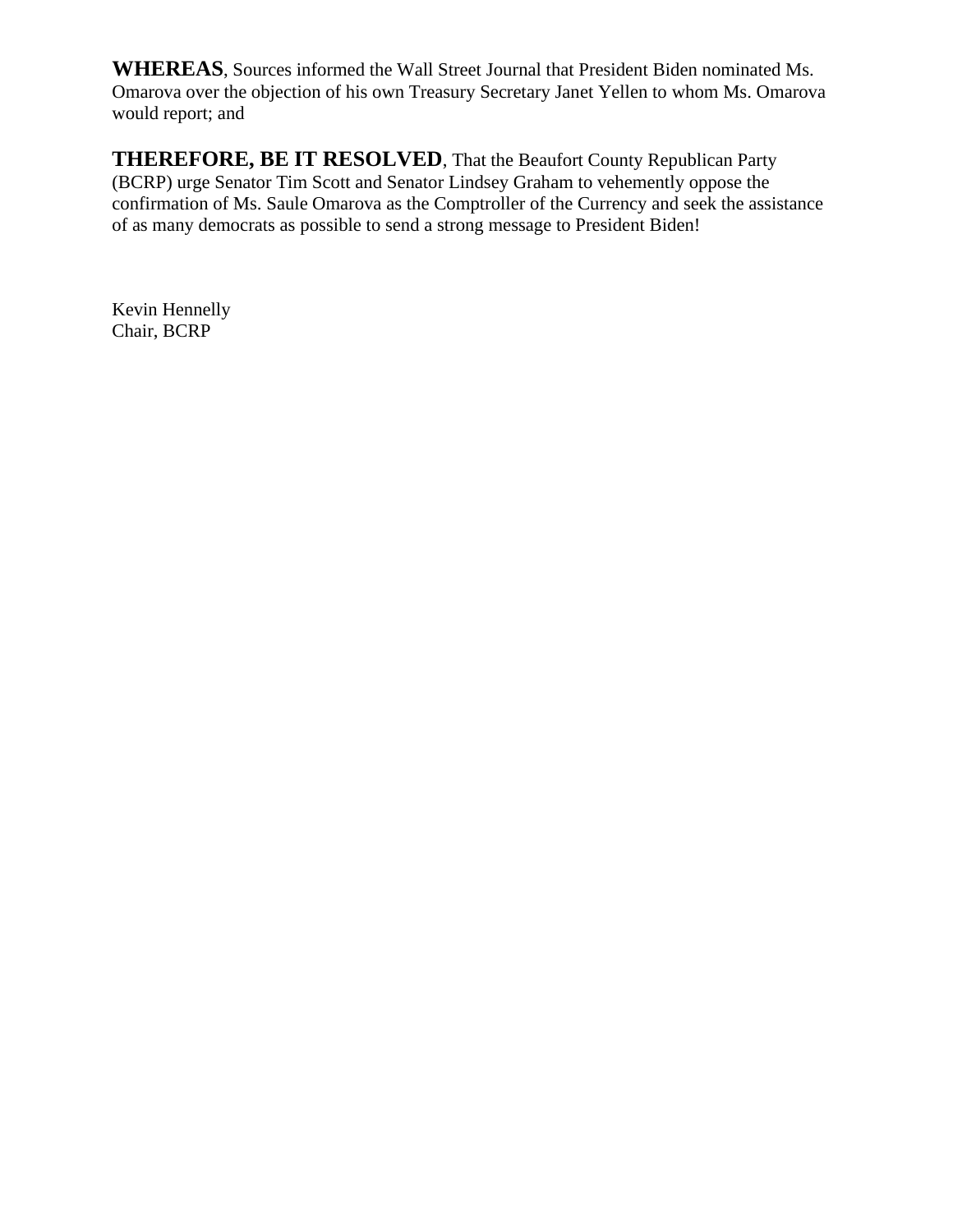**WHEREAS**, Sources informed the Wall Street Journal that President Biden nominated Ms. Omarova over the objection of his own Treasury Secretary Janet Yellen to whom Ms. Omarova would report; and

**THEREFORE, BE IT RESOLVED**, That the Beaufort County Republican Party (BCRP) urge Senator Tim Scott and Senator Lindsey Graham to vehemently oppose the confirmation of Ms. Saule Omarova as the Comptroller of the Currency and seek the assistance of as many democrats as possible to send a strong message to President Biden!

Kevin Hennelly
Chair, BCRP